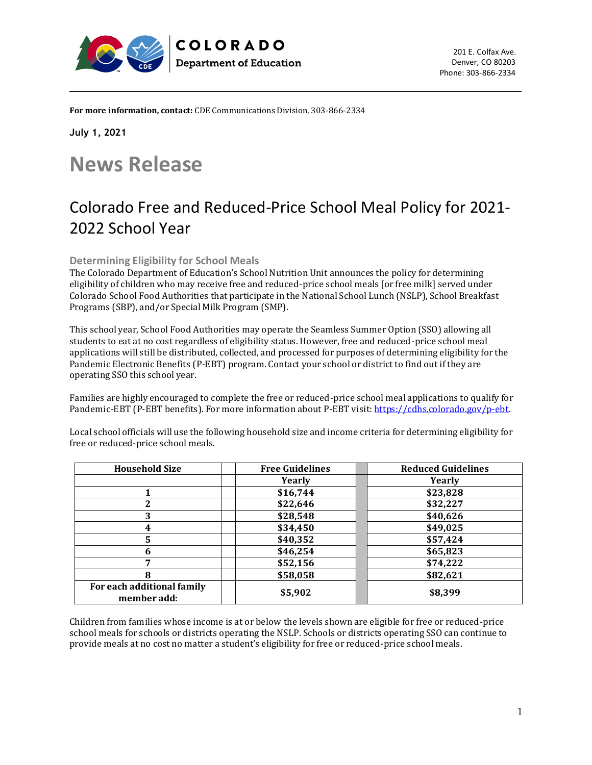COLORADO
Department of Education

201 E. Colfax Ave.
Denver, CO 80203
Phone: 303-866-2334

**For more information, contact:** CDE Communications Division, 303-866-2334

**July 1, 2021**

# News Release

## Colorado Free and Reduced-Price School Meal Policy for 2021-2022 School Year

### Determining Eligibility for School Meals

The Colorado Department of Education's School Nutrition Unit announces the policy for determining eligibility of children who may receive free and reduced-price school meals [or free milk] served under Colorado School Food Authorities that participate in the National School Lunch (NSLP), School Breakfast Programs (SBP), and/or Special Milk Program (SMP).

This school year, School Food Authorities may operate the Seamless Summer Option (SSO) allowing all students to eat at no cost regardless of eligibility status. However, free and reduced-price school meal applications will still be distributed, collected, and processed for purposes of determining eligibility for the Pandemic Electronic Benefits (P-EBT) program. Contact your school or district to find out if they are operating SSO this school year.

Families are highly encouraged to complete the free or reduced-price school meal applications to qualify for Pandemic-EBT (P-EBT benefits). For more information about P-EBT visit: https://cdhs.colorado.gov/p-ebt.

Local school officials will use the following household size and income criteria for determining eligibility for free or reduced-price school meals.

| Household Size | Free Guidelines | Reduced Guidelines |
|---|---|---|
| | Yearly | Yearly |
| 1 | $16,744 | $23,828 |
| 2 | $22,646 | $32,227 |
| 3 | $28,548 | $40,626 |
| 4 | $34,450 | $49,025 |
| 5 | $40,352 | $57,424 |
| 6 | $46,254 | $65,823 |
| 7 | $52,156 | $74,222 |
| 8 | $58,058 | $82,621 |
| For each additional family member add: | $5,902 | $8,399 |

Children from families whose income is at or below the levels shown are eligible for free or reduced-price school meals for schools or districts operating the NSLP. Schools or districts operating SSO can continue to provide meals at no cost no matter a student's eligibility for free or reduced-price school meals.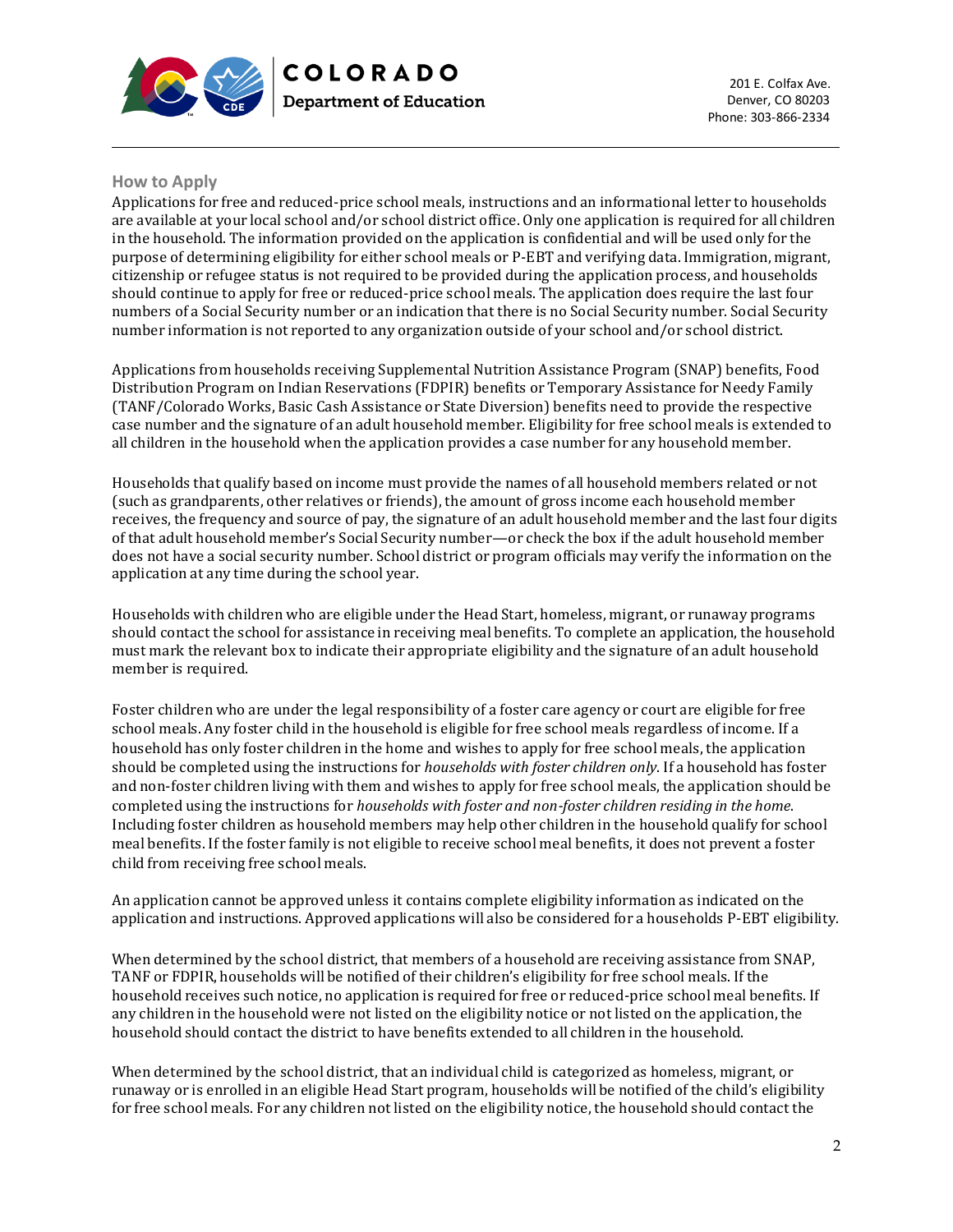## How to Apply

Applications for free and reduced-price school meals, instructions and an informational letter to households are available at your local school and/or school district office. Only one application is required for all children in the household. The information provided on the application is confidential and will be used only for the purpose of determining eligibility for either school meals or P-EBT and verifying data. Immigration, migrant, citizenship or refugee status is not required to be provided during the application process, and households should continue to apply for free or reduced-price school meals. The application does require the last four numbers of a Social Security number or an indication that there is no Social Security number. Social Security number information is not reported to any organization outside of your school and/or school district.

Applications from households receiving Supplemental Nutrition Assistance Program (SNAP) benefits, Food Distribution Program on Indian Reservations (FDPIR) benefits or Temporary Assistance for Needy Family (TANF/Colorado Works, Basic Cash Assistance or State Diversion) benefits need to provide the respective case number and the signature of an adult household member. Eligibility for free school meals is extended to all children in the household when the application provides a case number for any household member.

Households that qualify based on income must provide the names of all household members related or not (such as grandparents, other relatives or friends), the amount of gross income each household member receives, the frequency and source of pay, the signature of an adult household member and the last four digits of that adult household member's Social Security number—or check the box if the adult household member does not have a social security number. School district or program officials may verify the information on the application at any time during the school year.

Households with children who are eligible under the Head Start, homeless, migrant, or runaway programs should contact the school for assistance in receiving meal benefits. To complete an application, the household must mark the relevant box to indicate their appropriate eligibility and the signature of an adult household member is required.

Foster children who are under the legal responsibility of a foster care agency or court are eligible for free school meals. Any foster child in the household is eligible for free school meals regardless of income. If a household has only foster children in the home and wishes to apply for free school meals, the application should be completed using the instructions for *households with foster children only*. If a household has foster and non-foster children living with them and wishes to apply for free school meals, the application should be completed using the instructions for *households with foster and non-foster children residing in the home*. Including foster children as household members may help other children in the household qualify for school meal benefits. If the foster family is not eligible to receive school meal benefits, it does not prevent a foster child from receiving free school meals.

An application cannot be approved unless it contains complete eligibility information as indicated on the application and instructions. Approved applications will also be considered for a households P-EBT eligibility.

When determined by the school district, that members of a household are receiving assistance from SNAP, TANF or FDPIR, households will be notified of their children's eligibility for free school meals. If the household receives such notice, no application is required for free or reduced-price school meal benefits. If any children in the household were not listed on the eligibility notice or not listed on the application, the household should contact the district to have benefits extended to all children in the household.

When determined by the school district, that an individual child is categorized as homeless, migrant, or runaway or is enrolled in an eligible Head Start program, households will be notified of the child's eligibility for free school meals. For any children not listed on the eligibility notice, the household should contact the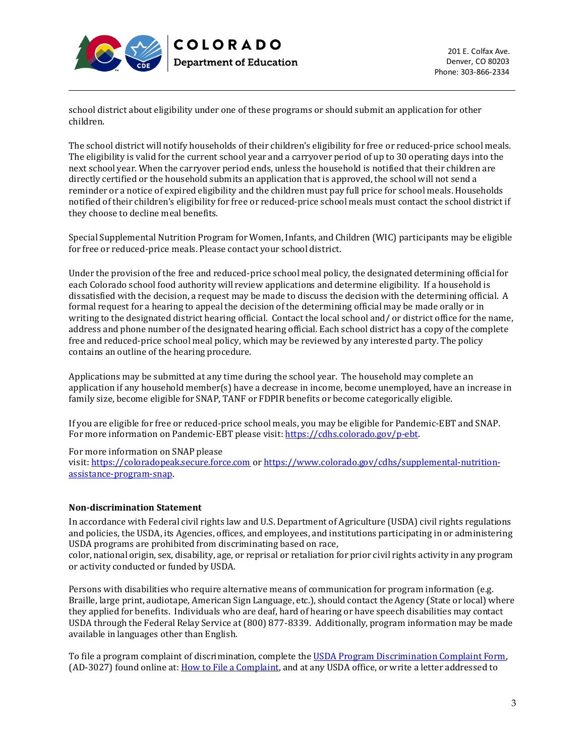school district about eligibility under one of these programs or should submit an application for other children.

The school district will notify households of their children's eligibility for free or reduced-price school meals. The eligibility is valid for the current school year and a carryover period of up to 30 operating days into the next school year. When the carryover period ends, unless the household is notified that their children are directly certified or the household submits an application that is approved, the school will not send a reminder or a notice of expired eligibility and the children must pay full price for school meals. Households notified of their children's eligibility for free or reduced-price school meals must contact the school district if they choose to decline meal benefits.

Special Supplemental Nutrition Program for Women, Infants, and Children (WIC) participants may be eligible for free or reduced-price meals. Please contact your school district.

Under the provision of the free and reduced-price school meal policy, the designated determining official for each Colorado school food authority will review applications and determine eligibility. If a household is dissatisfied with the decision, a request may be made to discuss the decision with the determining official. A formal request for a hearing to appeal the decision of the determining official may be made orally or in writing to the designated district hearing official. Contact the local school and/ or district office for the name, address and phone number of the designated hearing official. Each school district has a copy of the complete free and reduced-price school meal policy, which may be reviewed by any interested party. The policy contains an outline of the hearing procedure.

Applications may be submitted at any time during the school year. The household may complete an application if any household member(s) have a decrease in income, become unemployed, have an increase in family size, become eligible for SNAP, TANF or FDPIR benefits or become categorically eligible.

If you are eligible for free or reduced-price school meals, you may be eligible for Pandemic-EBT and SNAP. For more information on Pandemic-EBT please visit: https://cdhs.colorado.gov/p-ebt.

For more information on SNAP please visit: https://coloradopeak.secure.force.com or https://www.colorado.gov/cdhs/supplemental-nutrition-assistance-program-snap.

**Non-discrimination Statement**

In accordance with Federal civil rights law and U.S. Department of Agriculture (USDA) civil rights regulations and policies, the USDA, its Agencies, offices, and employees, and institutions participating in or administering USDA programs are prohibited from discriminating based on race, color, national origin, sex, disability, age, or reprisal or retaliation for prior civil rights activity in any program or activity conducted or funded by USDA.

Persons with disabilities who require alternative means of communication for program information (e.g. Braille, large print, audiotape, American Sign Language, etc.), should contact the Agency (State or local) where they applied for benefits. Individuals who are deaf, hard of hearing or have speech disabilities may contact USDA through the Federal Relay Service at (800) 877-8339. Additionally, program information may be made available in languages other than English.

To file a program complaint of discrimination, complete the USDA Program Discrimination Complaint Form, (AD-3027) found online at: How to File a Complaint, and at any USDA office, or write a letter addressed to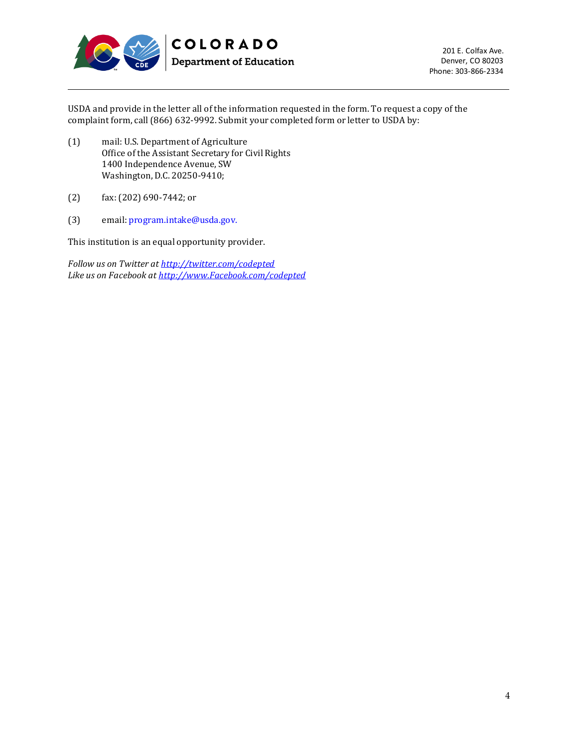USDA and provide in the letter all of the information requested in the form. To request a copy of the complaint form, call (866) 632-9992. Submit your completed form or letter to USDA by:

(1) mail: U.S. Department of Agriculture
Office of the Assistant Secretary for Civil Rights
1400 Independence Avenue, SW
Washington, D.C. 20250-9410;

(2) fax: (202) 690-7442; or

(3) email: program.intake@usda.gov.

This institution is an equal opportunity provider.

*Follow us on Twitter at http://twitter.com/codepted*
*Like us on Facebook at http://www.Facebook.com/codepted*